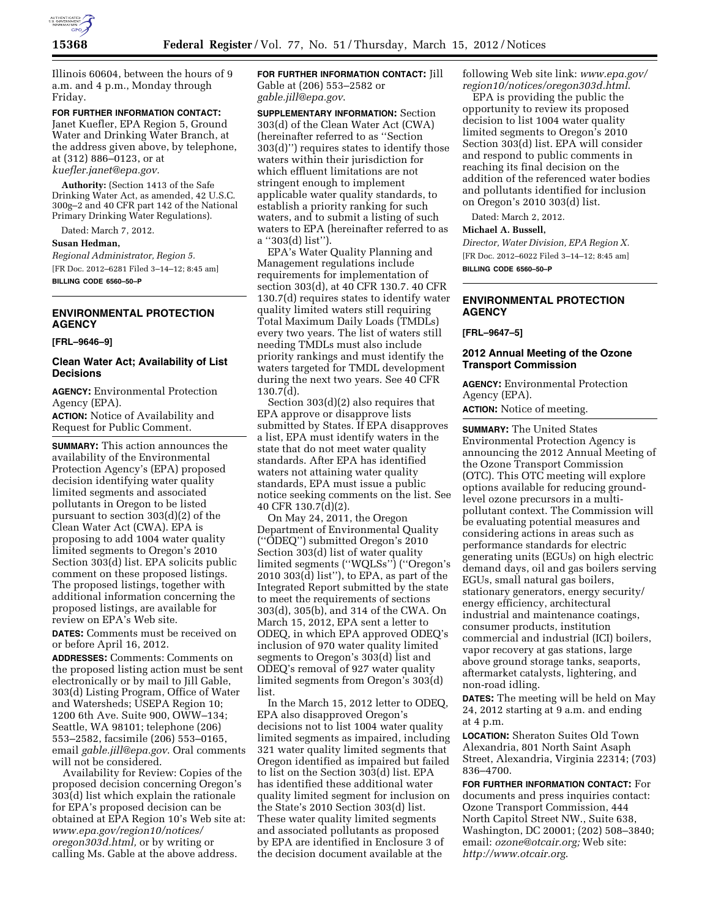Illinois 60604, between the hours of 9 a.m. and 4 p.m., Monday through Friday.

**FOR FURTHER INFORMATION CONTACT:** Janet Kuefler, EPA Region 5, Ground Water and Drinking Water Branch, at the address given above, by telephone, at (312) 886–0123, or at *kuefler.janet@epa.gov.*

**Authority:** (Section 1413 of the Safe Drinking Water Act, as amended, 42 U.S.C. 300g–2 and 40 CFR part 142 of the National Primary Drinking Water Regulations).

Dated: March 7, 2012.

**Susan Hedman,**

*Regional Administrator, Region 5.*

[FR Doc. 2012–6281 Filed 3–14–12; 8:45 am]

**BILLING CODE 6560–50–P**

## ENVIRONMENTAL PROTECTION AGENCY

**[FRL–9646–9]**

### Clean Water Act; Availability of List Decisions

**AGENCY:** Environmental Protection Agency (EPA).

**ACTION:** Notice of Availability and Request for Public Comment.

**SUMMARY:** This action announces the availability of the Environmental Protection Agency's (EPA) proposed decision identifying water quality limited segments and associated pollutants in Oregon to be listed pursuant to section 303(d)(2) of the Clean Water Act (CWA). EPA is proposing to add 1004 water quality limited segments to Oregon's 2010 Section 303(d) list. EPA solicits public comment on these proposed listings. The proposed listings, together with additional information concerning the proposed listings, are available for review on EPA's Web site.

**DATES:** Comments must be received on or before April 16, 2012.

**ADDRESSES:** Comments: Comments on the proposed listing action must be sent electronically or by mail to Jill Gable, 303(d) Listing Program, Office of Water and Watersheds; USEPA Region 10; 1200 6th Ave. Suite 900, OWW–134; Seattle, WA 98101; telephone (206) 553–2582, facsimile (206) 553–0165, email *gable.jill@epa.gov.* Oral comments will not be considered.

Availability for Review: Copies of the proposed decision concerning Oregon's 303(d) list which explain the rationale for EPA's proposed decision can be obtained at EPA Region 10's Web site at: *www.epa.gov/region10/notices/oregon303d.html,* or by writing or calling Ms. Gable at the above address.

**FOR FURTHER INFORMATION CONTACT:** Jill Gable at (206) 553–2582 or *gable.jill@epa.gov.*

**SUPPLEMENTARY INFORMATION:** Section 303(d) of the Clean Water Act (CWA) (hereinafter referred to as ''Section 303(d)'') requires states to identify those waters within their jurisdiction for which effluent limitations are not stringent enough to implement applicable water quality standards, to establish a priority ranking for such waters, and to submit a listing of such waters to EPA (hereinafter referred to as a ''303(d) list'').

EPA's Water Quality Planning and Management regulations include requirements for implementation of section 303(d), at 40 CFR 130.7. 40 CFR 130.7(d) requires states to identify water quality limited waters still requiring Total Maximum Daily Loads (TMDLs) every two years. The list of waters still needing TMDLs must also include priority rankings and must identify the waters targeted for TMDL development during the next two years. See 40 CFR 130.7(d).

Section 303(d)(2) also requires that EPA approve or disapprove lists submitted by States. If EPA disapproves a list, EPA must identify waters in the state that do not meet water quality standards. After EPA has identified waters not attaining water quality standards, EPA must issue a public notice seeking comments on the list. See 40 CFR 130.7(d)(2).

On May 24, 2011, the Oregon Department of Environmental Quality (''ODEQ'') submitted Oregon's 2010 Section 303(d) list of water quality limited segments (''WQLSs'') (''Oregon's 2010 303(d) list''), to EPA, as part of the Integrated Report submitted by the state to meet the requirements of sections 303(d), 305(b), and 314 of the CWA. On March 15, 2012, EPA sent a letter to ODEQ, in which EPA approved ODEQ's inclusion of 970 water quality limited segments to Oregon's 303(d) list and ODEQ's removal of 927 water quality limited segments from Oregon's 303(d) list.

In the March 15, 2012 letter to ODEQ, EPA also disapproved Oregon's decisions not to list 1004 water quality limited segments as impaired, including 321 water quality limited segments that Oregon identified as impaired but failed to list on the Section 303(d) list. EPA has identified these additional water quality limited segment for inclusion on the State's 2010 Section 303(d) list. These water quality limited segments and associated pollutants as proposed by EPA are identified in Enclosure 3 of the decision document available at the following Web site link: *www.epa.gov/region10/notices/oregon303d.html.*

EPA is providing the public the opportunity to review its proposed decision to list 1004 water quality limited segments to Oregon's 2010 Section 303(d) list. EPA will consider and respond to public comments in reaching its final decision on the addition of the referenced water bodies and pollutants identified for inclusion on Oregon's 2010 303(d) list.

Dated: March 2, 2012.

**Michael A. Bussell,**

*Director, Water Division, EPA Region X.*

[FR Doc. 2012–6022 Filed 3–14–12; 8:45 am]

**BILLING CODE 6560–50–P**

## ENVIRONMENTAL PROTECTION AGENCY

**[FRL–9647–5]**

### 2012 Annual Meeting of the Ozone Transport Commission

**AGENCY:** Environmental Protection Agency (EPA).

**ACTION:** Notice of meeting.

**SUMMARY:** The United States Environmental Protection Agency is announcing the 2012 Annual Meeting of the Ozone Transport Commission (OTC). This OTC meeting will explore options available for reducing ground-level ozone precursors in a multi-pollutant context. The Commission will be evaluating potential measures and considering actions in areas such as performance standards for electric generating units (EGUs) on high electric demand days, oil and gas boilers serving EGUs, small natural gas boilers, stationary generators, energy security/energy efficiency, architectural industrial and maintenance coatings, consumer products, institution commercial and industrial (ICI) boilers, vapor recovery at gas stations, large above ground storage tanks, seaports, aftermarket catalysts, lightering, and non-road idling.

**DATES:** The meeting will be held on May 24, 2012 starting at 9 a.m. and ending at 4 p.m.

**LOCATION:** Sheraton Suites Old Town Alexandria, 801 North Saint Asaph Street, Alexandria, Virginia 22314; (703) 836–4700.

**FOR FURTHER INFORMATION CONTACT:** For documents and press inquiries contact: Ozone Transport Commission, 444 North Capitol Street NW., Suite 638, Washington, DC 20001; (202) 508–3840; email: *ozone@otcair.org;* Web site: *http://www.otcair.org.*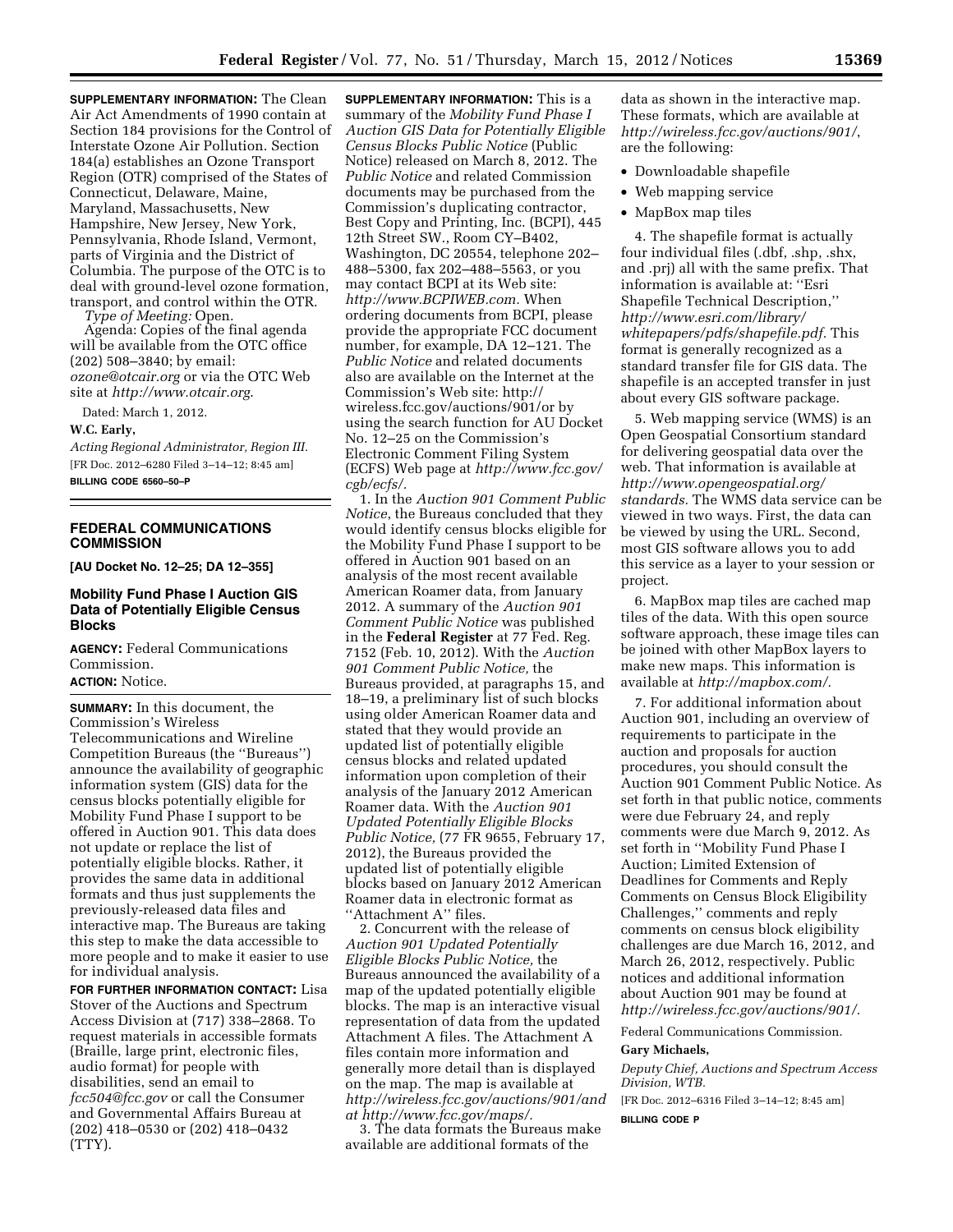**SUPPLEMENTARY INFORMATION:** The Clean Air Act Amendments of 1990 contain at Section 184 provisions for the Control of Interstate Ozone Air Pollution. Section 184(a) establishes an Ozone Transport Region (OTR) comprised of the States of Connecticut, Delaware, Maine, Maryland, Massachusetts, New Hampshire, New Jersey, New York, Pennsylvania, Rhode Island, Vermont, parts of Virginia and the District of Columbia. The purpose of the OTC is to deal with ground-level ozone formation, transport, and control within the OTR.

*Type of Meeting:* Open.

Agenda: Copies of the final agenda will be available from the OTC office (202) 508–3840; by email: *ozone@otcair.org* or via the OTC Web site at *http://www.otcair.org*.

Dated: March 1, 2012.

**W.C. Early,**

*Acting Regional Administrator, Region III.*

[FR Doc. 2012–6280 Filed 3–14–12; 8:45 am]

**BILLING CODE 6560–50–P**

## FEDERAL COMMUNICATIONS COMMISSION

**[AU Docket No. 12–25; DA 12–355]**

### Mobility Fund Phase I Auction GIS Data of Potentially Eligible Census Blocks

**AGENCY:** Federal Communications Commission.

**ACTION:** Notice.

**SUMMARY:** In this document, the Commission's Wireless Telecommunications and Wireline Competition Bureaus (the ''Bureaus'') announce the availability of geographic information system (GIS) data for the census blocks potentially eligible for Mobility Fund Phase I support to be offered in Auction 901. This data does not update or replace the list of potentially eligible blocks. Rather, it provides the same data in additional formats and thus just supplements the previously-released data files and interactive map. The Bureaus are taking this step to make the data accessible to more people and to make it easier to use for individual analysis.

**FOR FURTHER INFORMATION CONTACT:** Lisa Stover of the Auctions and Spectrum Access Division at (717) 338–2868. To request materials in accessible formats (Braille, large print, electronic files, audio format) for people with disabilities, send an email to *fcc504@fcc.gov* or call the Consumer and Governmental Affairs Bureau at (202) 418–0530 or (202) 418–0432 (TTY).

**SUPPLEMENTARY INFORMATION:** This is a summary of the *Mobility Fund Phase I Auction GIS Data for Potentially Eligible Census Blocks Public Notice* (Public Notice) released on March 8, 2012. The *Public Notice* and related Commission documents may be purchased from the Commission's duplicating contractor, Best Copy and Printing, Inc. (BCPI), 445 12th Street SW., Room CY–B402, Washington, DC 20554, telephone 202–488–5300, fax 202–488–5563, or you may contact BCPI at its Web site: *http://www.BCPIWEB.com.* When ordering documents from BCPI, please provide the appropriate FCC document number, for example, DA 12–121. The *Public Notice* and related documents also are available on the Internet at the Commission's Web site: http://wireless.fcc.gov/auctions/901/or by using the search function for AU Docket No. 12–25 on the Commission's Electronic Comment Filing System (ECFS) Web page at *http://www.fcc.gov/cgb/ecfs/.*

1. In the *Auction 901 Comment Public Notice*, the Bureaus concluded that they would identify census blocks eligible for the Mobility Fund Phase I support to be offered in Auction 901 based on an analysis of the most recent available American Roamer data, from January 2012. A summary of the *Auction 901 Comment Public Notice* was published in the **Federal Register** at 77 Fed. Reg. 7152 (Feb. 10, 2012). With the *Auction 901 Comment Public Notice,* the Bureaus provided, at paragraphs 15, and 18–19, a preliminary list of such blocks using older American Roamer data and stated that they would provide an updated list of potentially eligible census blocks and related updated information upon completion of their analysis of the January 2012 American Roamer data. With the *Auction 901 Updated Potentially Eligible Blocks Public Notice,* (77 FR 9655, February 17, 2012), the Bureaus provided the updated list of potentially eligible blocks based on January 2012 American Roamer data in electronic format as ''Attachment A'' files.

2. Concurrent with the release of *Auction 901 Updated Potentially Eligible Blocks Public Notice,* the Bureaus announced the availability of a map of the updated potentially eligible blocks. The map is an interactive visual representation of data from the updated Attachment A files. The Attachment A files contain more information and generally more detail than is displayed on the map. The map is available at *http://wireless.fcc.gov/auctions/901/and at http://www.fcc.gov/maps/.*

3. The data formats the Bureaus make available are additional formats of the data as shown in the interactive map. These formats, which are available at *http://wireless.fcc.gov/auctions/901/*, are the following:

- Downloadable shapefile
- Web mapping service
- MapBox map tiles

4. The shapefile format is actually four individual files (.dbf, .shp, .shx, and .prj) all with the same prefix. That information is available at: ''Esri Shapefile Technical Description,'' *http://www.esri.com/library/whitepapers/pdfs/shapefile.pdf*. This format is generally recognized as a standard transfer file for GIS data. The shapefile is an accepted transfer in just about every GIS software package.

5. Web mapping service (WMS) is an Open Geospatial Consortium standard for delivering geospatial data over the web. That information is available at *http://www.opengeospatial.org/standards.* The WMS data service can be viewed in two ways. First, the data can be viewed by using the URL. Second, most GIS software allows you to add this service as a layer to your session or project.

6. MapBox map tiles are cached map tiles of the data. With this open source software approach, these image tiles can be joined with other MapBox layers to make new maps. This information is available at *http://mapbox.com/.*

7. For additional information about Auction 901, including an overview of requirements to participate in the auction and proposals for auction procedures, you should consult the Auction 901 Comment Public Notice. As set forth in that public notice, comments were due February 24, and reply comments were due March 9, 2012. As set forth in ''Mobility Fund Phase I Auction; Limited Extension of Deadlines for Comments and Reply Comments on Census Block Eligibility Challenges,'' comments and reply comments on census block eligibility challenges are due March 16, 2012, and March 26, 2012, respectively. Public notices and additional information about Auction 901 may be found at *http://wireless.fcc.gov/auctions/901/.*

Federal Communications Commission.

**Gary Michaels,**

*Deputy Chief, Auctions and Spectrum Access Division, WTB.*

[FR Doc. 2012–6316 Filed 3–14–12; 8:45 am]

**BILLING CODE P**